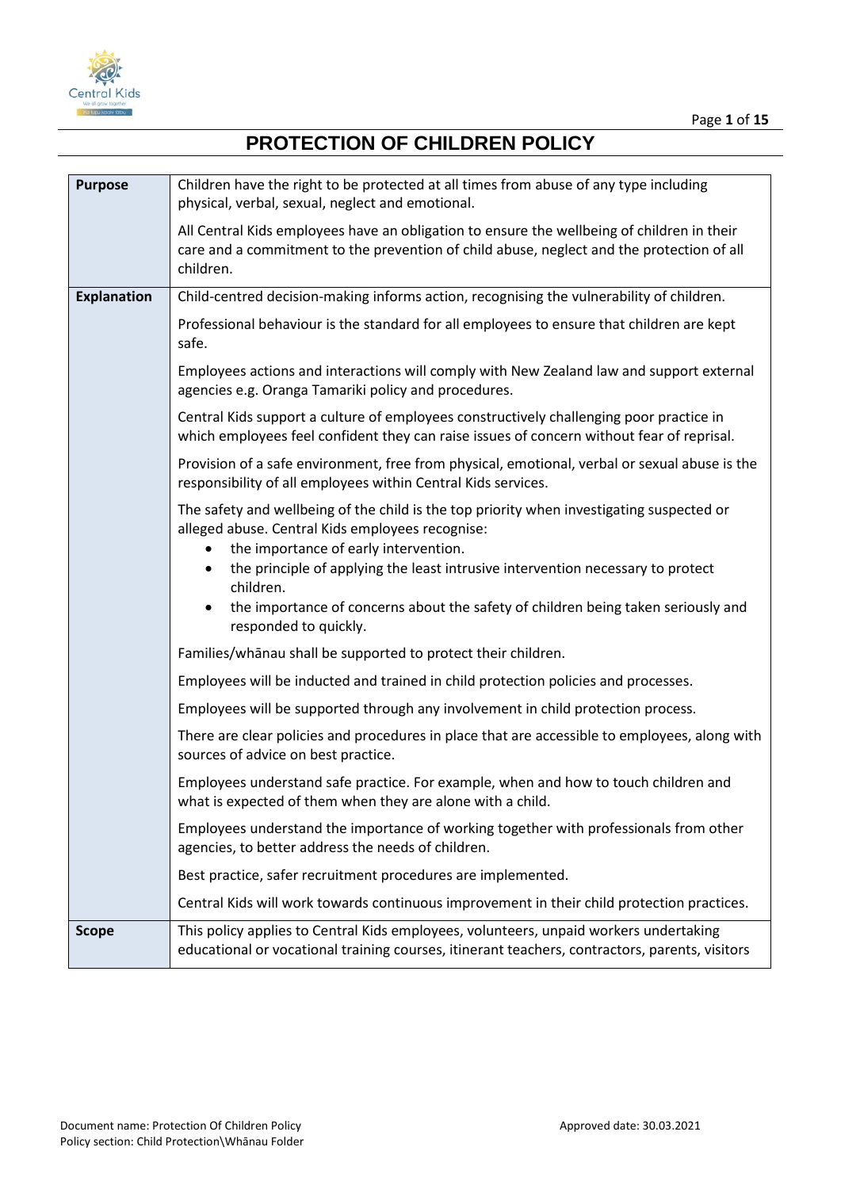# PROTECTION OF CHILDREN POLICY

| | |
|---|---|
| **Purpose** | Children have the right to be protected at all times from abuse of any type including physical, verbal, sexual, neglect and emotional.<br><br>All Central Kids employees have an obligation to ensure the wellbeing of children in their care and a commitment to the prevention of child abuse, neglect and the protection of all children. |
| **Explanation** | Child-centred decision-making informs action, recognising the vulnerability of children.<br><br>Professional behaviour is the standard for all employees to ensure that children are kept safe.<br><br>Employees actions and interactions will comply with New Zealand law and support external agencies e.g. Oranga Tamariki policy and procedures.<br><br>Central Kids support a culture of employees constructively challenging poor practice in which employees feel confident they can raise issues of concern without fear of reprisal.<br><br>Provision of a safe environment, free from physical, emotional, verbal or sexual abuse is the responsibility of all employees within Central Kids services.<br><br>The safety and wellbeing of the child is the top priority when investigating suspected or alleged abuse. Central Kids employees recognise:<br>• the importance of early intervention.<br>• the principle of applying the least intrusive intervention necessary to protect children.<br>• the importance of concerns about the safety of children being taken seriously and responded to quickly.<br><br>Families/whānau shall be supported to protect their children.<br><br>Employees will be inducted and trained in child protection policies and processes.<br><br>Employees will be supported through any involvement in child protection process.<br><br>There are clear policies and procedures in place that are accessible to employees, along with sources of advice on best practice.<br><br>Employees understand safe practice. For example, when and how to touch children and what is expected of them when they are alone with a child.<br><br>Employees understand the importance of working together with professionals from other agencies, to better address the needs of children.<br><br>Best practice, safer recruitment procedures are implemented.<br><br>Central Kids will work towards continuous improvement in their child protection practices. |
| **Scope** | This policy applies to Central Kids employees, volunteers, unpaid workers undertaking educational or vocational training courses, itinerant teachers, contractors, parents, visitors |

Document name: Protection Of Children Policy
Policy section: Child Protection\Whānau Folder
Approved date: 30.03.2021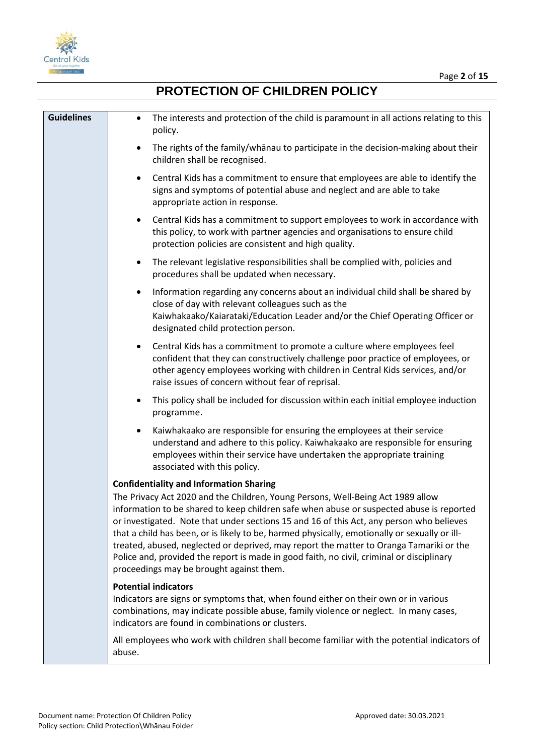# PROTECTION OF CHILDREN POLICY

| Guidelines | |
|---|---|
| | • The interests and protection of the child is paramount in all actions relating to this policy.<br>• The rights of the family/whānau to participate in the decision-making about their children shall be recognised.<br>• Central Kids has a commitment to ensure that employees are able to identify the signs and symptoms of potential abuse and neglect and are able to take appropriate action in response.<br>• Central Kids has a commitment to support employees to work in accordance with this policy, to work with partner agencies and organisations to ensure child protection policies are consistent and high quality.<br>• The relevant legislative responsibilities shall be complied with, policies and procedures shall be updated when necessary.<br>• Information regarding any concerns about an individual child shall be shared by close of day with relevant colleagues such as the Kaiwhakaako/Kaiarataki/Education Leader and/or the Chief Operating Officer or designated child protection person.<br>• Central Kids has a commitment to promote a culture where employees feel confident that they can constructively challenge poor practice of employees, or other agency employees working with children in Central Kids services, and/or raise issues of concern without fear of reprisal.<br>• This policy shall be included for discussion within each initial employee induction programme.<br>• Kaiwhakaako are responsible for ensuring the employees at their service understand and adhere to this policy. Kaiwhakaako are responsible for ensuring employees within their service have undertaken the appropriate training associated with this policy.<br><br>**Confidentiality and Information Sharing**<br>The Privacy Act 2020 and the Children, Young Persons, Well-Being Act 1989 allow information to be shared to keep children safe when abuse or suspected abuse is reported or investigated. Note that under sections 15 and 16 of this Act, any person who believes that a child has been, or is likely to be, harmed physically, emotionally or sexually or ill-treated, abused, neglected or deprived, may report the matter to Oranga Tamariki or the Police and, provided the report is made in good faith, no civil, criminal or disciplinary proceedings may be brought against them.<br><br>**Potential indicators**<br>Indicators are signs or symptoms that, when found either on their own or in various combinations, may indicate possible abuse, family violence or neglect. In many cases, indicators are found in combinations or clusters.<br><br>All employees who work with children shall become familiar with the potential indicators of abuse. |

Document name: Protection Of Children Policy
Policy section: Child Protection\Whānau Folder
Approved date: 30.03.2021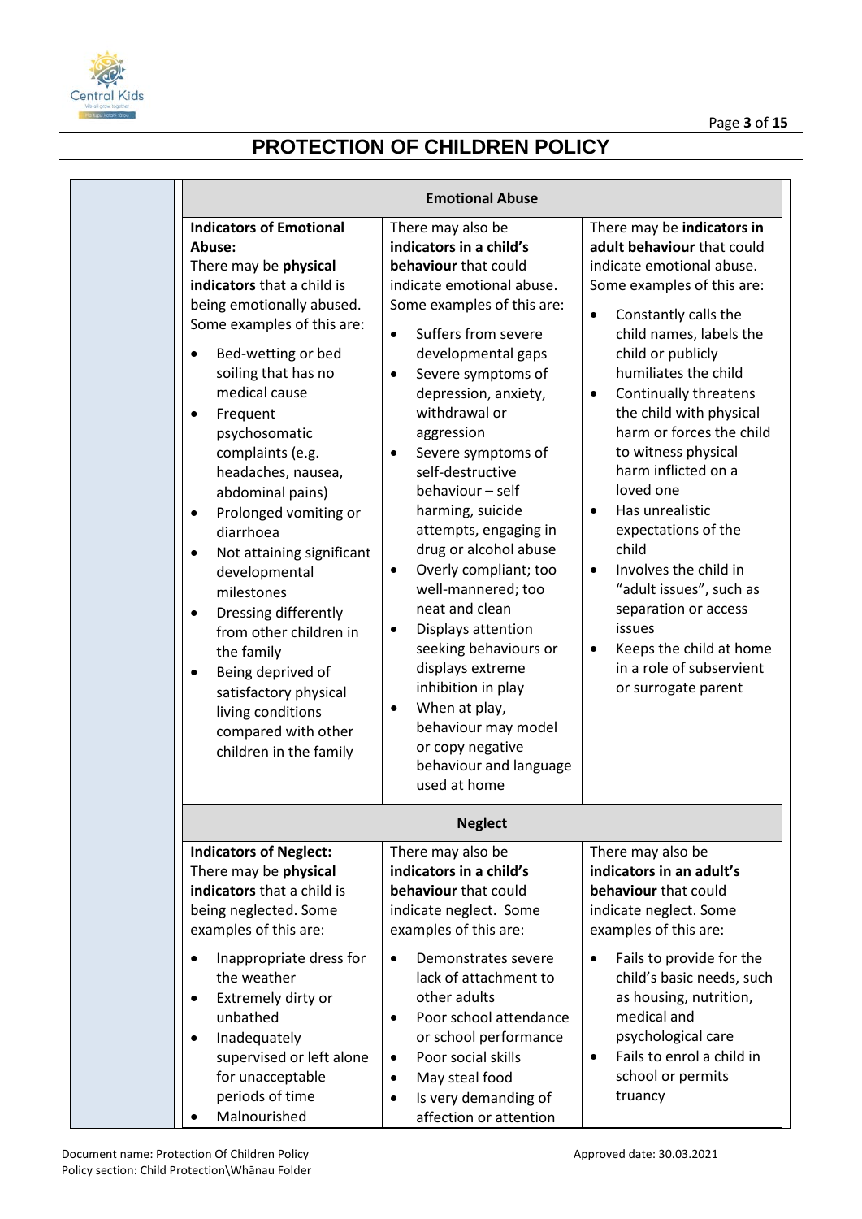# PROTECTION OF CHILDREN POLICY

| Emotional Abuse | | |
|---|---|---|
| **Indicators of Emotional Abuse:**<br>There may be **physical indicators** that a child is being emotionally abused. Some examples of this are:<br>• Bed-wetting or bed soiling that has no medical cause<br>• Frequent psychosomatic complaints (e.g. headaches, nausea, abdominal pains)<br>• Prolonged vomiting or diarrhoea<br>• Not attaining significant developmental milestones<br>• Dressing differently from other children in the family<br>• Being deprived of satisfactory physical living conditions compared with other children in the family | There may also be **indicators in a child's behaviour** that could indicate emotional abuse. Some examples of this are:<br>• Suffers from severe developmental gaps<br>• Severe symptoms of depression, anxiety, withdrawal or aggression<br>• Severe symptoms of self-destructive behaviour – self harming, suicide attempts, engaging in drug or alcohol abuse<br>• Overly compliant; too well-mannered; too neat and clean<br>• Displays attention seeking behaviours or displays extreme inhibition in play<br>• When at play, behaviour may model or copy negative behaviour and language used at home | There may be **indicators in adult behaviour** that could indicate emotional abuse. Some examples of this are:<br>• Constantly calls the child names, labels the child or publicly humiliates the child<br>• Continually threatens the child with physical harm or forces the child to witness physical harm inflicted on a loved one<br>• Has unrealistic expectations of the child<br>• Involves the child in "adult issues", such as separation or access issues<br>• Keeps the child at home in a role of subservient or surrogate parent |
| **Neglect** | | |
| **Indicators of Neglect:**<br>There may be **physical indicators** that a child is being neglected. Some examples of this are:<br>• Inappropriate dress for the weather<br>• Extremely dirty or unbathed<br>• Inadequately supervised or left alone for unacceptable periods of time<br>• Malnourished | There may also be **indicators in a child's behaviour** that could indicate neglect. Some examples of this are:<br>• Demonstrates severe lack of attachment to other adults<br>• Poor school attendance or school performance<br>• Poor social skills<br>• May steal food<br>• Is very demanding of affection or attention | There may also be **indicators in an adult's behaviour** that could indicate neglect. Some examples of this are:<br>• Fails to provide for the child's basic needs, such as housing, nutrition, medical and psychological care<br>• Fails to enrol a child in school or permits truancy |

Document name: Protection Of Children Policy
Policy section: Child Protection\Whānau Folder
Approved date: 30.03.2021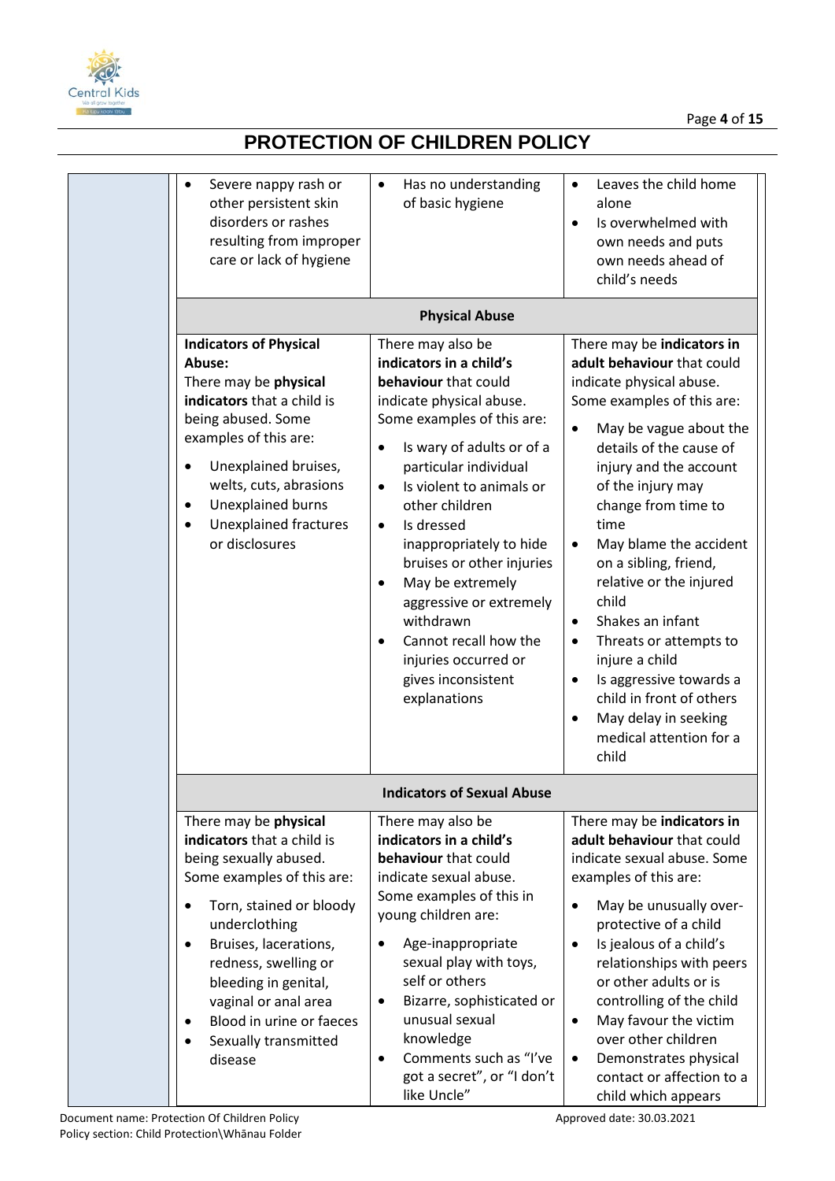# PROTECTION OF CHILDREN POLICY

| | | | |
|---|---|---|---|
| | • Severe nappy rash or other persistent skin disorders or rashes resulting from improper care or lack of hygiene | • Has no understanding of basic hygiene | • Leaves the child home alone<br>• Is overwhelmed with own needs and puts own needs ahead of child's needs |
| | **Physical Abuse** | | |
| | **Indicators of Physical Abuse:**<br>There may be **physical indicators** that a child is being abused. Some examples of this are:<br>• Unexplained bruises, welts, cuts, abrasions<br>• Unexplained burns<br>• Unexplained fractures or disclosures | There may also be **indicators in a child's behaviour** that could indicate physical abuse. Some examples of this are:<br>• Is wary of adults or of a particular individual<br>• Is violent to animals or other children<br>• Is dressed inappropriately to hide bruises or other injuries<br>• May be extremely aggressive or extremely withdrawn<br>• Cannot recall how the injuries occurred or gives inconsistent explanations | There may be **indicators in adult behaviour** that could indicate physical abuse. Some examples of this are:<br>• May be vague about the details of the cause of injury and the account of the injury may change from time to time<br>• May blame the accident on a sibling, friend, relative or the injured child<br>• Shakes an infant<br>• Threats or attempts to injure a child<br>• Is aggressive towards a child in front of others<br>• May delay in seeking medical attention for a child |
| | **Indicators of Sexual Abuse** | | |
| | There may be **physical indicators** that a child is being sexually abused. Some examples of this are:<br>• Torn, stained or bloody underclothing<br>• Bruises, lacerations, redness, swelling or bleeding in genital, vaginal or anal area<br>• Blood in urine or faeces<br>• Sexually transmitted disease | There may also be **indicators in a child's behaviour** that could indicate sexual abuse. Some examples of this in young children are:<br>• Age-inappropriate sexual play with toys, self or others<br>• Bizarre, sophisticated or unusual sexual knowledge<br>• Comments such as "I've got a secret", or "I don't like Uncle" | There may be **indicators in adult behaviour** that could indicate sexual abuse. Some examples of this are:<br>• May be unusually over-protective of a child<br>• Is jealous of a child's relationships with peers or other adults or is controlling of the child<br>• May favour the victim over other children<br>• Demonstrates physical contact or affection to a child which appears |

Document name: Protection Of Children Policy
Policy section: Child Protection\Whānau Folder
Approved date: 30.03.2021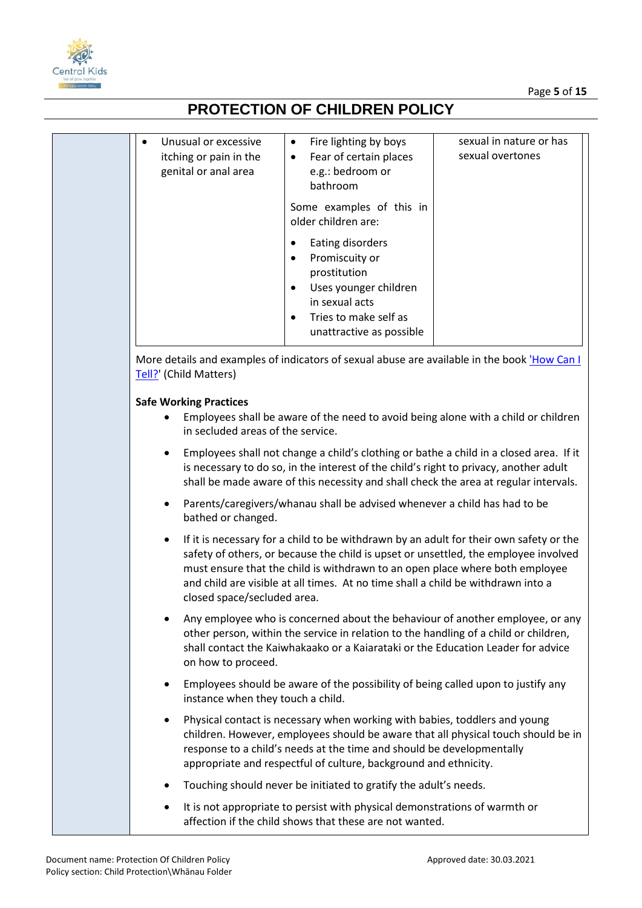| | | |
|---|---|---|
| • Unusual or excessive itching or pain in the genital or anal area | • Fire lighting by boys<br>• Fear of certain places e.g.: bedroom or bathroom<br><br>Some examples of this in older children are:<br><br>• Eating disorders<br>• Promiscuity or prostitution<br>• Uses younger children in sexual acts<br>• Tries to make self as unattractive as possible | sexual in nature or has sexual overtones |

More details and examples of indicators of sexual abuse are available in the book 'How Can I Tell?' (Child Matters)

**Safe Working Practices**

- Employees shall be aware of the need to avoid being alone with a child or children in secluded areas of the service.
- Employees shall not change a child's clothing or bathe a child in a closed area. If it is necessary to do so, in the interest of the child's right to privacy, another adult shall be made aware of this necessity and shall check the area at regular intervals.
- Parents/caregivers/whanau shall be advised whenever a child has had to be bathed or changed.
- If it is necessary for a child to be withdrawn by an adult for their own safety or the safety of others, or because the child is upset or unsettled, the employee involved must ensure that the child is withdrawn to an open place where both employee and child are visible at all times. At no time shall a child be withdrawn into a closed space/secluded area.
- Any employee who is concerned about the behaviour of another employee, or any other person, within the service in relation to the handling of a child or children, shall contact the Kaiwhakaako or a Kaiarataki or the Education Leader for advice on how to proceed.
- Employees should be aware of the possibility of being called upon to justify any instance when they touch a child.
- Physical contact is necessary when working with babies, toddlers and young children. However, employees should be aware that all physical touch should be in response to a child's needs at the time and should be developmentally appropriate and respectful of culture, background and ethnicity.
- Touching should never be initiated to gratify the adult's needs.
- It is not appropriate to persist with physical demonstrations of warmth or affection if the child shows that these are not wanted.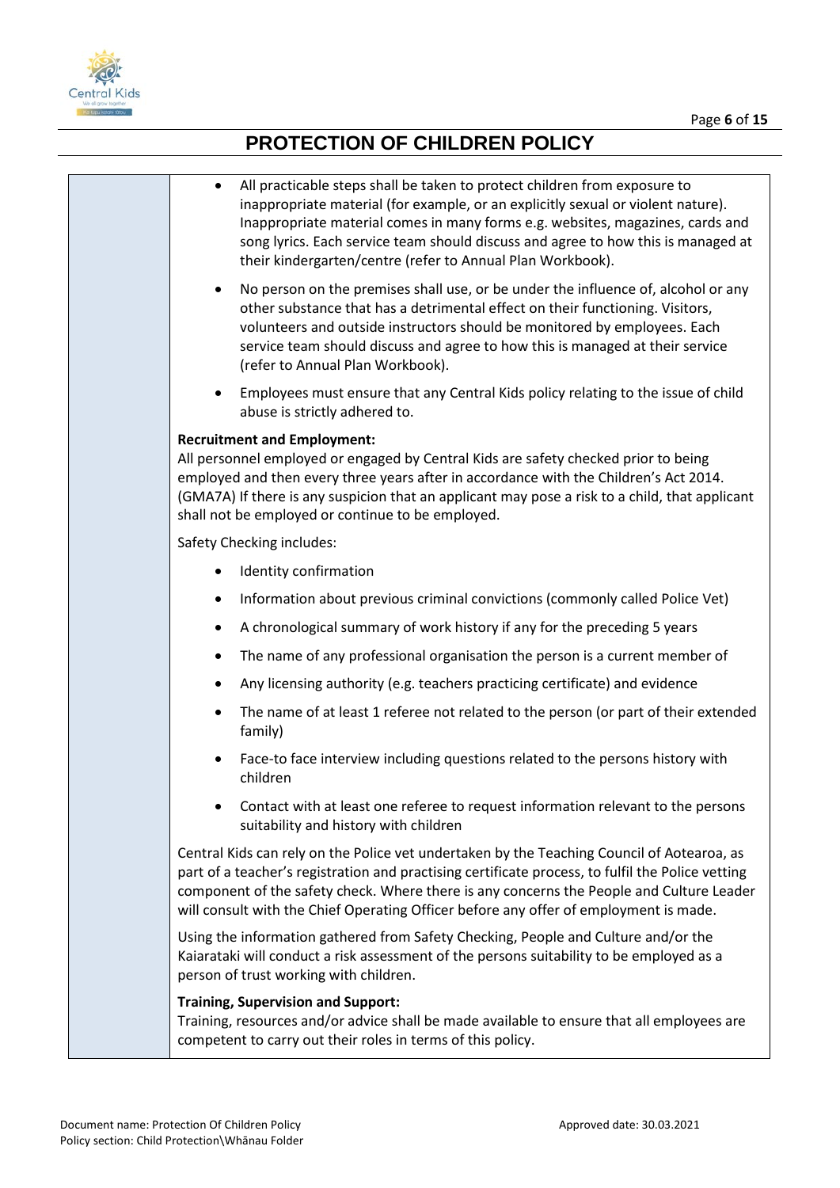- All practicable steps shall be taken to protect children from exposure to inappropriate material (for example, or an explicitly sexual or violent nature). Inappropriate material comes in many forms e.g. websites, magazines, cards and song lyrics. Each service team should discuss and agree to how this is managed at their kindergarten/centre (refer to Annual Plan Workbook).
- No person on the premises shall use, or be under the influence of, alcohol or any other substance that has a detrimental effect on their functioning. Visitors, volunteers and outside instructors should be monitored by employees. Each service team should discuss and agree to how this is managed at their service (refer to Annual Plan Workbook).
- Employees must ensure that any Central Kids policy relating to the issue of child abuse is strictly adhered to.

**Recruitment and Employment:**
All personnel employed or engaged by Central Kids are safety checked prior to being employed and then every three years after in accordance with the Children's Act 2014. (GMA7A) If there is any suspicion that an applicant may pose a risk to a child, that applicant shall not be employed or continue to be employed.

Safety Checking includes:

- Identity confirmation
- Information about previous criminal convictions (commonly called Police Vet)
- A chronological summary of work history if any for the preceding 5 years
- The name of any professional organisation the person is a current member of
- Any licensing authority (e.g. teachers practicing certificate) and evidence
- The name of at least 1 referee not related to the person (or part of their extended family)
- Face-to face interview including questions related to the persons history with children
- Contact with at least one referee to request information relevant to the persons suitability and history with children

Central Kids can rely on the Police vet undertaken by the Teaching Council of Aotearoa, as part of a teacher's registration and practising certificate process, to fulfil the Police vetting component of the safety check. Where there is any concerns the People and Culture Leader will consult with the Chief Operating Officer before any offer of employment is made.

Using the information gathered from Safety Checking, People and Culture and/or the Kaiarataki will conduct a risk assessment of the persons suitability to be employed as a person of trust working with children.

**Training, Supervision and Support:**
Training, resources and/or advice shall be made available to ensure that all employees are competent to carry out their roles in terms of this policy.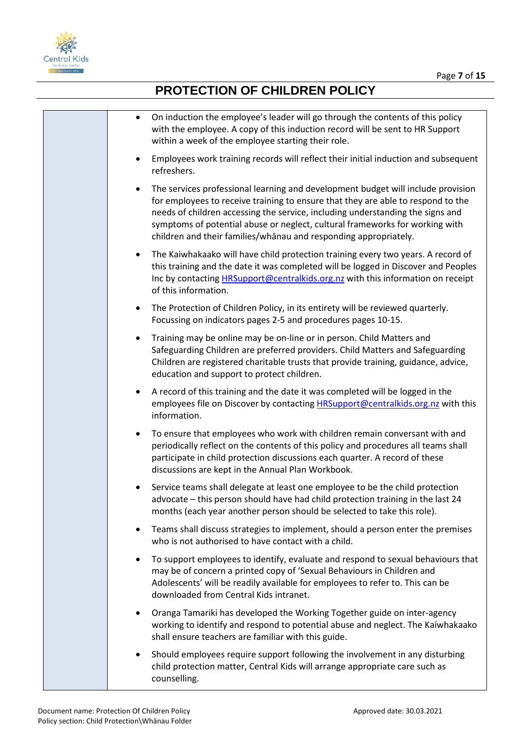- On induction the employee's leader will go through the contents of this policy with the employee. A copy of this induction record will be sent to HR Support within a week of the employee starting their role.
- Employees work training records will reflect their initial induction and subsequent refreshers.
- The services professional learning and development budget will include provision for employees to receive training to ensure that they are able to respond to the needs of children accessing the service, including understanding the signs and symptoms of potential abuse or neglect, cultural frameworks for working with children and their families/whānau and responding appropriately.
- The Kaiwhakaako will have child protection training every two years. A record of this training and the date it was completed will be logged in Discover and Peoples Inc by contacting HRSupport@centralkids.org.nz with this information on receipt of this information.
- The Protection of Children Policy, in its entirety will be reviewed quarterly. Focussing on indicators pages 2-5 and procedures pages 10-15.
- Training may be online may be on-line or in person. Child Matters and Safeguarding Children are preferred providers. Child Matters and Safeguarding Children are registered charitable trusts that provide training, guidance, advice, education and support to protect children.
- A record of this training and the date it was completed will be logged in the employees file on Discover by contacting HRSupport@centralkids.org.nz with this information.
- To ensure that employees who work with children remain conversant with and periodically reflect on the contents of this policy and procedures all teams shall participate in child protection discussions each quarter. A record of these discussions are kept in the Annual Plan Workbook.
- Service teams shall delegate at least one employee to be the child protection advocate – this person should have had child protection training in the last 24 months (each year another person should be selected to take this role).
- Teams shall discuss strategies to implement, should a person enter the premises who is not authorised to have contact with a child.
- To support employees to identify, evaluate and respond to sexual behaviours that may be of concern a printed copy of 'Sexual Behaviours in Children and Adolescents' will be readily available for employees to refer to. This can be downloaded from Central Kids intranet.
- Oranga Tamariki has developed the Working Together guide on inter-agency working to identify and respond to potential abuse and neglect. The Kaiwhakaako shall ensure teachers are familiar with this guide.
- Should employees require support following the involvement in any disturbing child protection matter, Central Kids will arrange appropriate care such as counselling.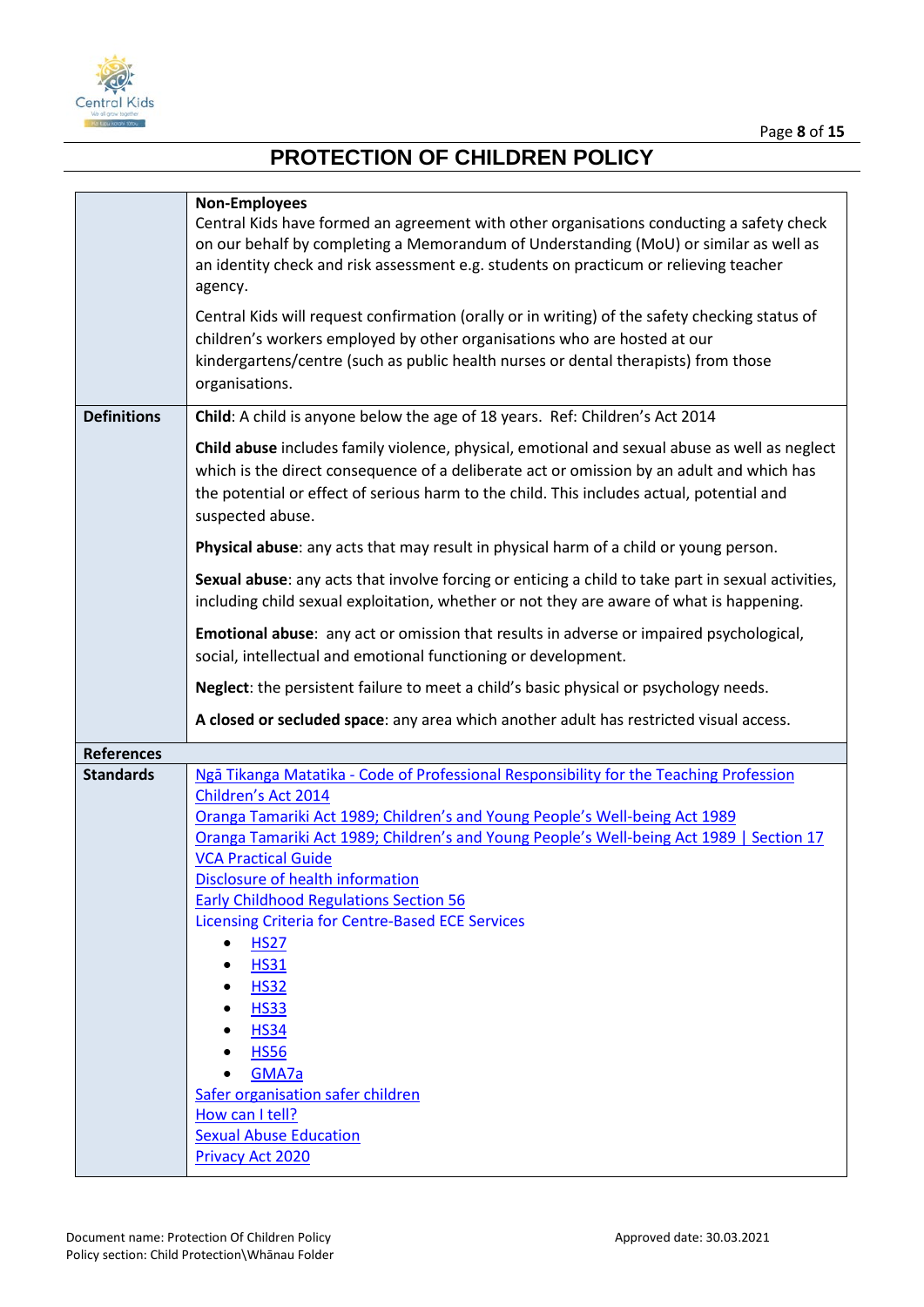# PROTECTION OF CHILDREN POLICY

| | |
|---|---|
| | **Non-Employees**<br>Central Kids have formed an agreement with other organisations conducting a safety check on our behalf by completing a Memorandum of Understanding (MoU) or similar as well as an identity check and risk assessment e.g. students on practicum or relieving teacher agency.<br><br>Central Kids will request confirmation (orally or in writing) of the safety checking status of children's workers employed by other organisations who are hosted at our kindergartens/centre (such as public health nurses or dental therapists) from those organisations. |
| **Definitions** | **Child**: A child is anyone below the age of 18 years. Ref: Children's Act 2014<br><br>**Child abuse** includes family violence, physical, emotional and sexual abuse as well as neglect which is the direct consequence of a deliberate act or omission by an adult and which has the potential or effect of serious harm to the child. This includes actual, potential and suspected abuse.<br><br>**Physical abuse**: any acts that may result in physical harm of a child or young person.<br><br>**Sexual abuse**: any acts that involve forcing or enticing a child to take part in sexual activities, including child sexual exploitation, whether or not they are aware of what is happening.<br><br>**Emotional abuse**: any act or omission that results in adverse or impaired psychological, social, intellectual and emotional functioning or development.<br><br>**Neglect**: the persistent failure to meet a child's basic physical or psychology needs.<br><br>**A closed or secluded space**: any area which another adult has restricted visual access. |
| **References** | |
| **Standards** | Ngā Tikanga Matatika - Code of Professional Responsibility for the Teaching Profession<br>Children's Act 2014<br>Oranga Tamariki Act 1989; Children's and Young People's Well-being Act 1989<br>Oranga Tamariki Act 1989; Children's and Young People's Well-being Act 1989 \| Section 17<br>VCA Practical Guide<br>Disclosure of health information<br>Early Childhood Regulations Section 56<br>Licensing Criteria for Centre-Based ECE Services<br>• HS27<br>• HS31<br>• HS32<br>• HS33<br>• HS34<br>• HS56<br>• GMA7a<br>Safer organisation safer children<br>How can I tell?<br>Sexual Abuse Education<br>Privacy Act 2020 |

Document name: Protection Of Children Policy
Policy section: Child Protection\Whānau Folder
Approved date: 30.03.2021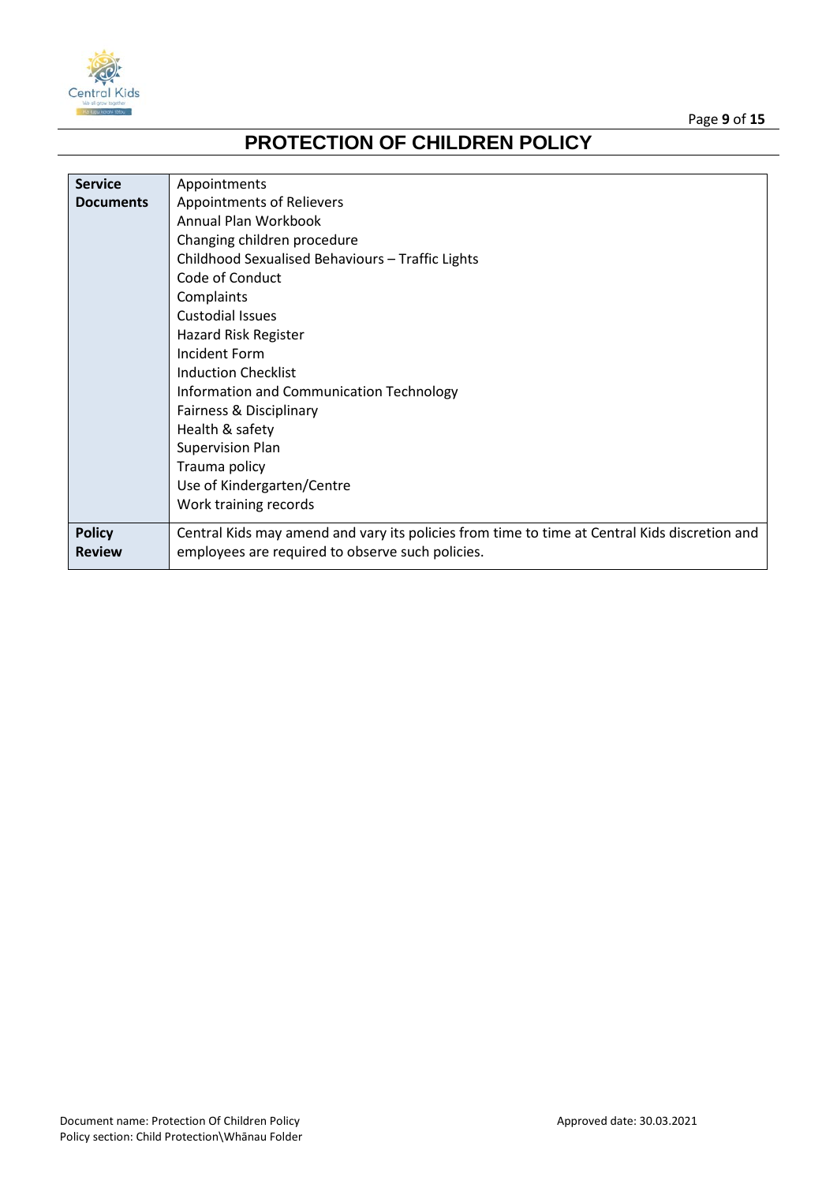| **Service Documents** | Appointments<br>Appointments of Relievers<br>Annual Plan Workbook<br>Changing children procedure<br>Childhood Sexualised Behaviours – Traffic Lights<br>Code of Conduct<br>Complaints<br>Custodial Issues<br>Hazard Risk Register<br>Incident Form<br>Induction Checklist<br>Information and Communication Technology<br>Fairness & Disciplinary<br>Health & safety<br>Supervision Plan<br>Trauma policy<br>Use of Kindergarten/Centre<br>Work training records |
|---|---|
| **Policy Review** | Central Kids may amend and vary its policies from time to time at Central Kids discretion and employees are required to observe such policies. |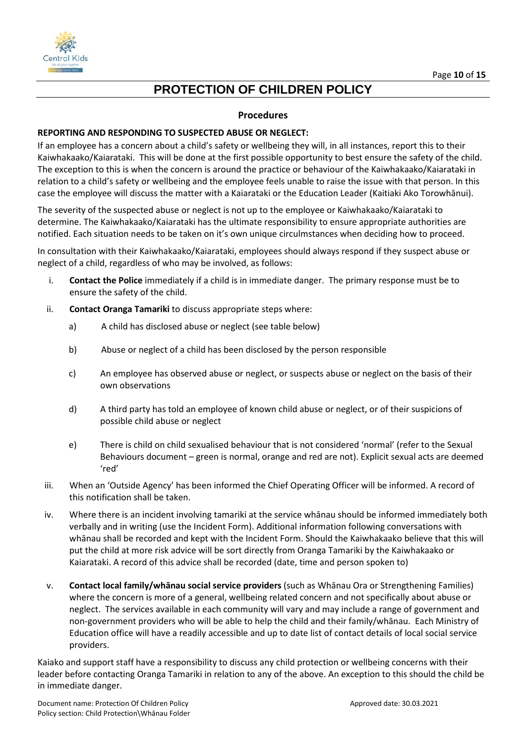# PROTECTION OF CHILDREN POLICY

## Procedures

**REPORTING AND RESPONDING TO SUSPECTED ABUSE OR NEGLECT:**

If an employee has a concern about a child's safety or wellbeing they will, in all instances, report this to their Kaiwhakaako/Kaiarataki. This will be done at the first possible opportunity to best ensure the safety of the child. The exception to this is when the concern is around the practice or behaviour of the Kaiwhakaako/Kaiarataki in relation to a child's safety or wellbeing and the employee feels unable to raise the issue with that person. In this case the employee will discuss the matter with a Kaiarataki or the Education Leader (Kaitiaki Ako Torowhānui).

The severity of the suspected abuse or neglect is not up to the employee or Kaiwhakaako/Kaiarataki to determine. The Kaiwhakaako/Kaiarataki has the ultimate responsibility to ensure appropriate authorities are notified. Each situation needs to be taken on it's own unique circulmstances when deciding how to proceed.

In consultation with their Kaiwhakaako/Kaiarataki, employees should always respond if they suspect abuse or neglect of a child, regardless of who may be involved, as follows:

i. **Contact the Police** immediately if a child is in immediate danger. The primary response must be to ensure the safety of the child.

ii. **Contact Oranga Tamariki** to discuss appropriate steps where:

   a) A child has disclosed abuse or neglect (see table below)

   b) Abuse or neglect of a child has been disclosed by the person responsible

   c) An employee has observed abuse or neglect, or suspects abuse or neglect on the basis of their own observations

   d) A third party has told an employee of known child abuse or neglect, or of their suspicions of possible child abuse or neglect

   e) There is child on child sexualised behaviour that is not considered 'normal' (refer to the Sexual Behaviours document – green is normal, orange and red are not). Explicit sexual acts are deemed 'red'

iii. When an 'Outside Agency' has been informed the Chief Operating Officer will be informed. A record of this notification shall be taken.

iv. Where there is an incident involving tamariki at the service whānau should be informed immediately both verbally and in writing (use the Incident Form). Additional information following conversations with whānau shall be recorded and kept with the Incident Form. Should the Kaiwhakaako believe that this will put the child at more risk advice will be sort directly from Oranga Tamariki by the Kaiwhakaako or Kaiarataki. A record of this advice shall be recorded (date, time and person spoken to)

v. **Contact local family/whānau social service providers** (such as Whānau Ora or Strengthening Families) where the concern is more of a general, wellbeing related concern and not specifically about abuse or neglect. The services available in each community will vary and may include a range of government and non-government providers who will be able to help the child and their family/whānau. Each Ministry of Education office will have a readily accessible and up to date list of contact details of local social service providers.

Kaiako and support staff have a responsibility to discuss any child protection or wellbeing concerns with their leader before contacting Oranga Tamariki in relation to any of the above. An exception to this should the child be in immediate danger.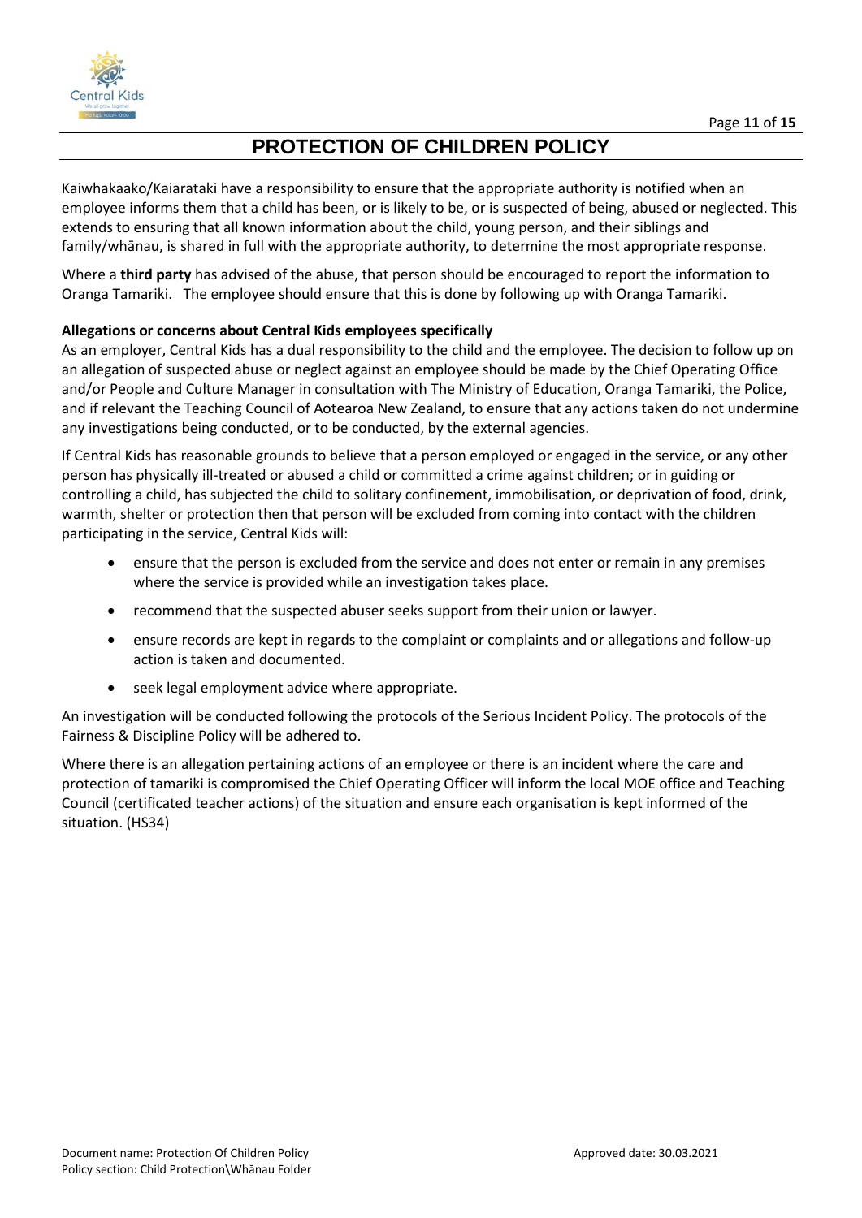Kaiwhakaako/Kaiarataki have a responsibility to ensure that the appropriate authority is notified when an employee informs them that a child has been, or is likely to be, or is suspected of being, abused or neglected. This extends to ensuring that all known information about the child, young person, and their siblings and family/whānau, is shared in full with the appropriate authority, to determine the most appropriate response.

Where a **third party** has advised of the abuse, that person should be encouraged to report the information to Oranga Tamariki. The employee should ensure that this is done by following up with Oranga Tamariki.

**Allegations or concerns about Central Kids employees specifically**

As an employer, Central Kids has a dual responsibility to the child and the employee. The decision to follow up on an allegation of suspected abuse or neglect against an employee should be made by the Chief Operating Office and/or People and Culture Manager in consultation with The Ministry of Education, Oranga Tamariki, the Police, and if relevant the Teaching Council of Aotearoa New Zealand, to ensure that any actions taken do not undermine any investigations being conducted, or to be conducted, by the external agencies.

If Central Kids has reasonable grounds to believe that a person employed or engaged in the service, or any other person has physically ill-treated or abused a child or committed a crime against children; or in guiding or controlling a child, has subjected the child to solitary confinement, immobilisation, or deprivation of food, drink, warmth, shelter or protection then that person will be excluded from coming into contact with the children participating in the service, Central Kids will:

- ensure that the person is excluded from the service and does not enter or remain in any premises where the service is provided while an investigation takes place.
- recommend that the suspected abuser seeks support from their union or lawyer.
- ensure records are kept in regards to the complaint or complaints and or allegations and follow-up action is taken and documented.
- seek legal employment advice where appropriate.

An investigation will be conducted following the protocols of the Serious Incident Policy. The protocols of the Fairness & Discipline Policy will be adhered to.

Where there is an allegation pertaining actions of an employee or there is an incident where the care and protection of tamariki is compromised the Chief Operating Officer will inform the local MOE office and Teaching Council (certificated teacher actions) of the situation and ensure each organisation is kept informed of the situation. (HS34)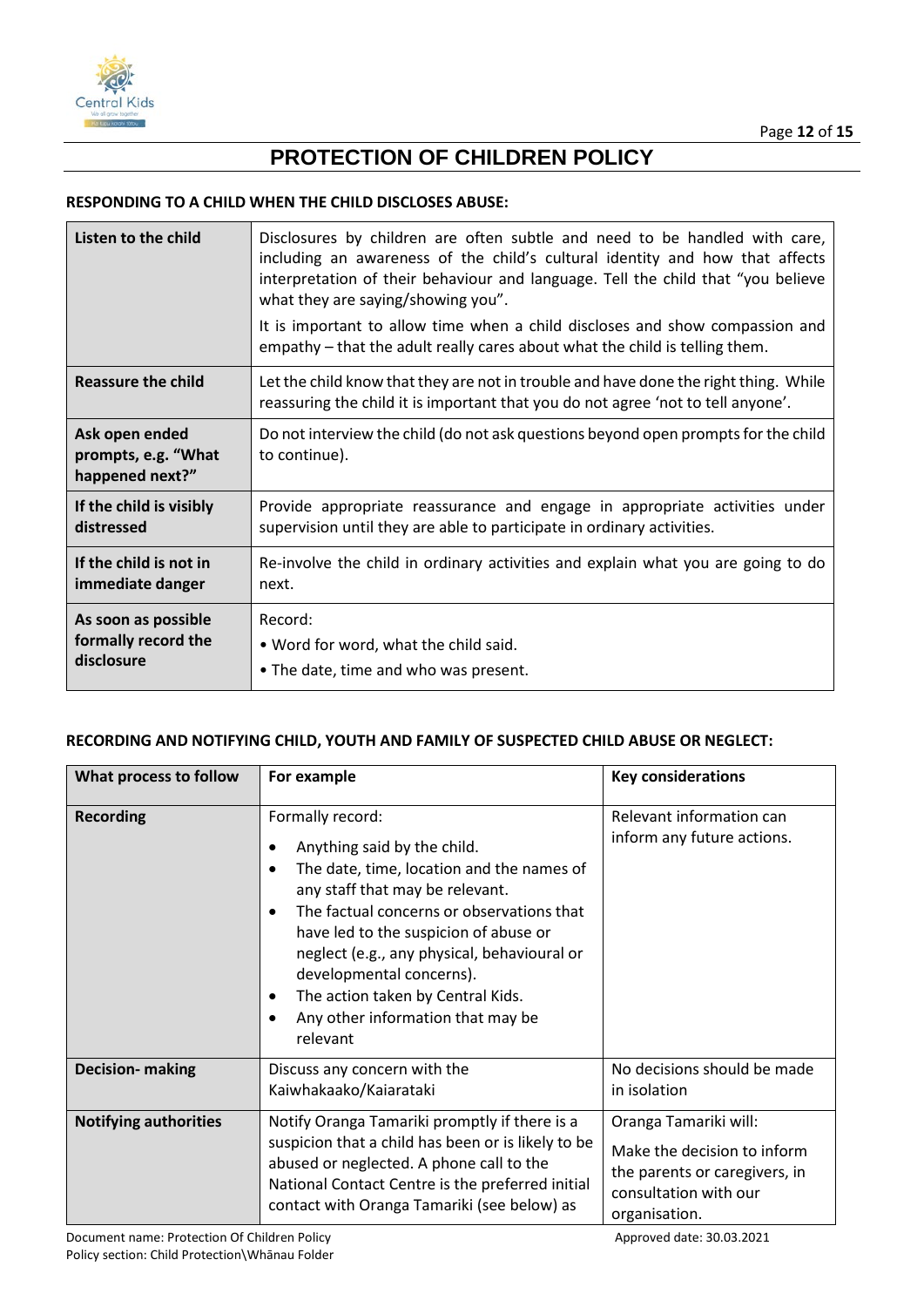# PROTECTION OF CHILDREN POLICY

**RESPONDING TO A CHILD WHEN THE CHILD DISCLOSES ABUSE:**

| | |
|---|---|
| **Listen to the child** | Disclosures by children are often subtle and need to be handled with care, including an awareness of the child's cultural identity and how that affects interpretation of their behaviour and language. Tell the child that "you believe what they are saying/showing you".<br><br>It is important to allow time when a child discloses and show compassion and empathy – that the adult really cares about what the child is telling them. |
| **Reassure the child** | Let the child know that they are not in trouble and have done the right thing. While reassuring the child it is important that you do not agree 'not to tell anyone'. |
| **Ask open ended prompts, e.g. "What happened next?"** | Do not interview the child (do not ask questions beyond open prompts for the child to continue). |
| **If the child is visibly distressed** | Provide appropriate reassurance and engage in appropriate activities under supervision until they are able to participate in ordinary activities. |
| **If the child is not in immediate danger** | Re-involve the child in ordinary activities and explain what you are going to do next. |
| **As soon as possible formally record the disclosure** | Record:<br>• Word for word, what the child said.<br>• The date, time and who was present. |

**RECORDING AND NOTIFYING CHILD, YOUTH AND FAMILY OF SUSPECTED CHILD ABUSE OR NEGLECT:**

| What process to follow | For example | Key considerations |
|---|---|---|
| **Recording** | Formally record:<br>• Anything said by the child.<br>• The date, time, location and the names of any staff that may be relevant.<br>• The factual concerns or observations that have led to the suspicion of abuse or neglect (e.g., any physical, behavioural or developmental concerns).<br>• The action taken by Central Kids.<br>• Any other information that may be relevant | Relevant information can inform any future actions. |
| **Decision- making** | Discuss any concern with the Kaiwhakaako/Kaiarataki | No decisions should be made in isolation |
| **Notifying authorities** | Notify Oranga Tamariki promptly if there is a suspicion that a child has been or is likely to be abused or neglected. A phone call to the National Contact Centre is the preferred initial contact with Oranga Tamariki (see below) as | Oranga Tamariki will:<br><br>Make the decision to inform the parents or caregivers, in consultation with our organisation. |

Document name: Protection Of Children Policy
Policy section: Child Protection\Whānau Folder
Approved date: 30.03.2021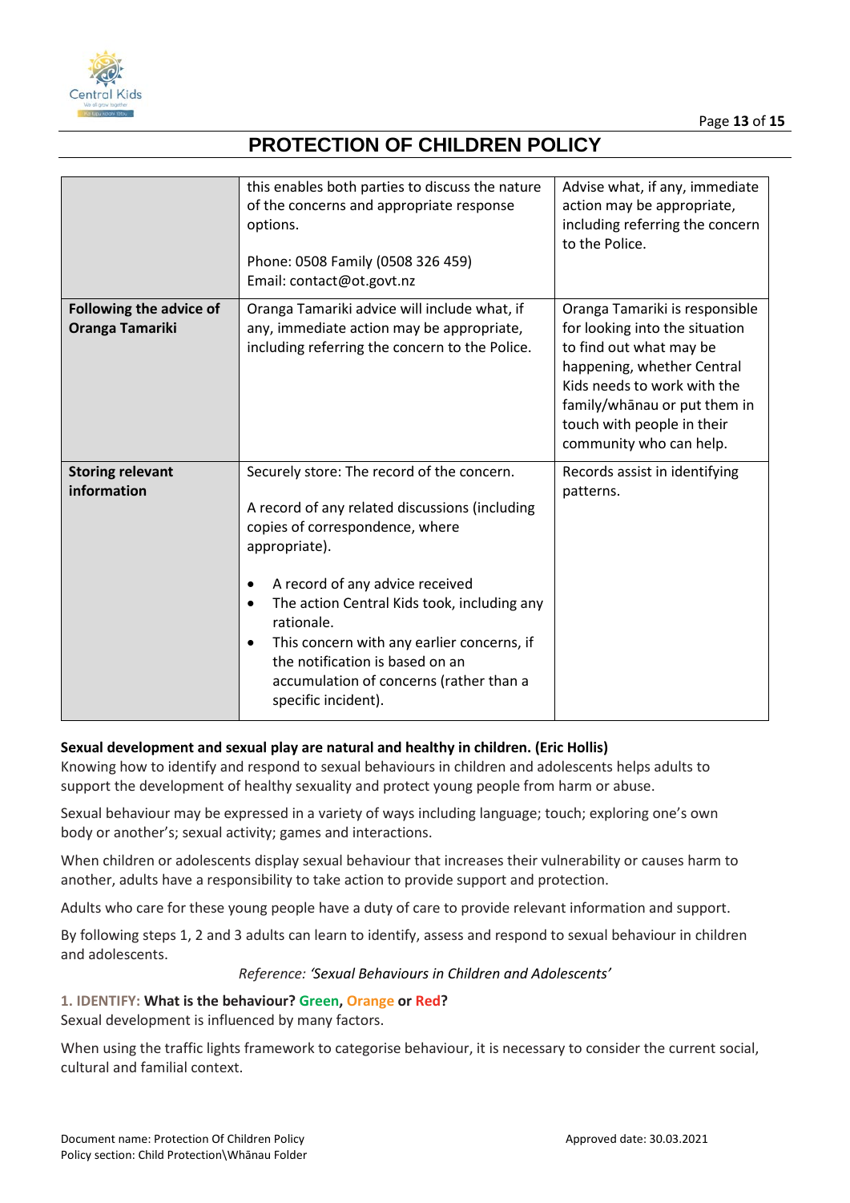| | | |
|---|---|---|
| | this enables both parties to discuss the nature of the concerns and appropriate response options.<br><br>Phone: 0508 Family (0508 326 459)<br>Email: contact@ot.govt.nz | Advise what, if any, immediate action may be appropriate, including referring the concern to the Police. |
| **Following the advice of Oranga Tamariki** | Oranga Tamariki advice will include what, if any, immediate action may be appropriate, including referring the concern to the Police. | Oranga Tamariki is responsible for looking into the situation to find out what may be happening, whether Central Kids needs to work with the family/whānau or put them in touch with people in their community who can help. |
| **Storing relevant information** | Securely store: The record of the concern.<br><br>A record of any related discussions (including copies of correspondence, where appropriate).<br><br>• A record of any advice received<br>• The action Central Kids took, including any rationale.<br>• This concern with any earlier concerns, if the notification is based on an accumulation of concerns (rather than a specific incident). | Records assist in identifying patterns. |

**Sexual development and sexual play are natural and healthy in children. (Eric Hollis)**

Knowing how to identify and respond to sexual behaviours in children and adolescents helps adults to support the development of healthy sexuality and protect young people from harm or abuse.

Sexual behaviour may be expressed in a variety of ways including language; touch; exploring one's own body or another's; sexual activity; games and interactions.

When children or adolescents display sexual behaviour that increases their vulnerability or causes harm to another, adults have a responsibility to take action to provide support and protection.

Adults who care for these young people have a duty of care to provide relevant information and support.

By following steps 1, 2 and 3 adults can learn to identify, assess and respond to sexual behaviour in children and adolescents.

*Reference: 'Sexual Behaviours in Children and Adolescents'*

**1. IDENTIFY: What is the behaviour? Green, Orange or Red?**

Sexual development is influenced by many factors.

When using the traffic lights framework to categorise behaviour, it is necessary to consider the current social, cultural and familial context.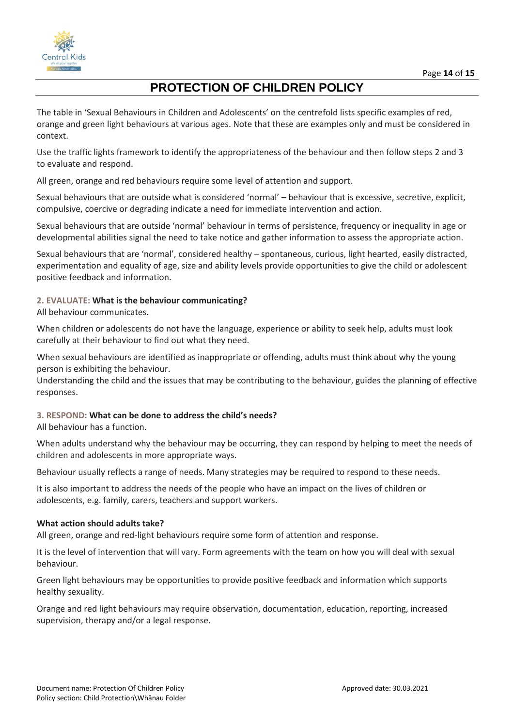The table in 'Sexual Behaviours in Children and Adolescents' on the centrefold lists specific examples of red, orange and green light behaviours at various ages. Note that these are examples only and must be considered in context.

Use the traffic lights framework to identify the appropriateness of the behaviour and then follow steps 2 and 3 to evaluate and respond.

All green, orange and red behaviours require some level of attention and support.

Sexual behaviours that are outside what is considered 'normal' – behaviour that is excessive, secretive, explicit, compulsive, coercive or degrading indicate a need for immediate intervention and action.

Sexual behaviours that are outside 'normal' behaviour in terms of persistence, frequency or inequality in age or developmental abilities signal the need to take notice and gather information to assess the appropriate action.

Sexual behaviours that are 'normal', considered healthy – spontaneous, curious, light hearted, easily distracted, experimentation and equality of age, size and ability levels provide opportunities to give the child or adolescent positive feedback and information.

**2. EVALUATE: What is the behaviour communicating?**

All behaviour communicates.

When children or adolescents do not have the language, experience or ability to seek help, adults must look carefully at their behaviour to find out what they need.

When sexual behaviours are identified as inappropriate or offending, adults must think about why the young person is exhibiting the behaviour.

Understanding the child and the issues that may be contributing to the behaviour, guides the planning of effective responses.

**3. RESPOND: What can be done to address the child's needs?**

All behaviour has a function.

When adults understand why the behaviour may be occurring, they can respond by helping to meet the needs of children and adolescents in more appropriate ways.

Behaviour usually reflects a range of needs. Many strategies may be required to respond to these needs.

It is also important to address the needs of the people who have an impact on the lives of children or adolescents, e.g. family, carers, teachers and support workers.

**What action should adults take?**

All green, orange and red-light behaviours require some form of attention and response.

It is the level of intervention that will vary. Form agreements with the team on how you will deal with sexual behaviour.

Green light behaviours may be opportunities to provide positive feedback and information which supports healthy sexuality.

Orange and red light behaviours may require observation, documentation, education, reporting, increased supervision, therapy and/or a legal response.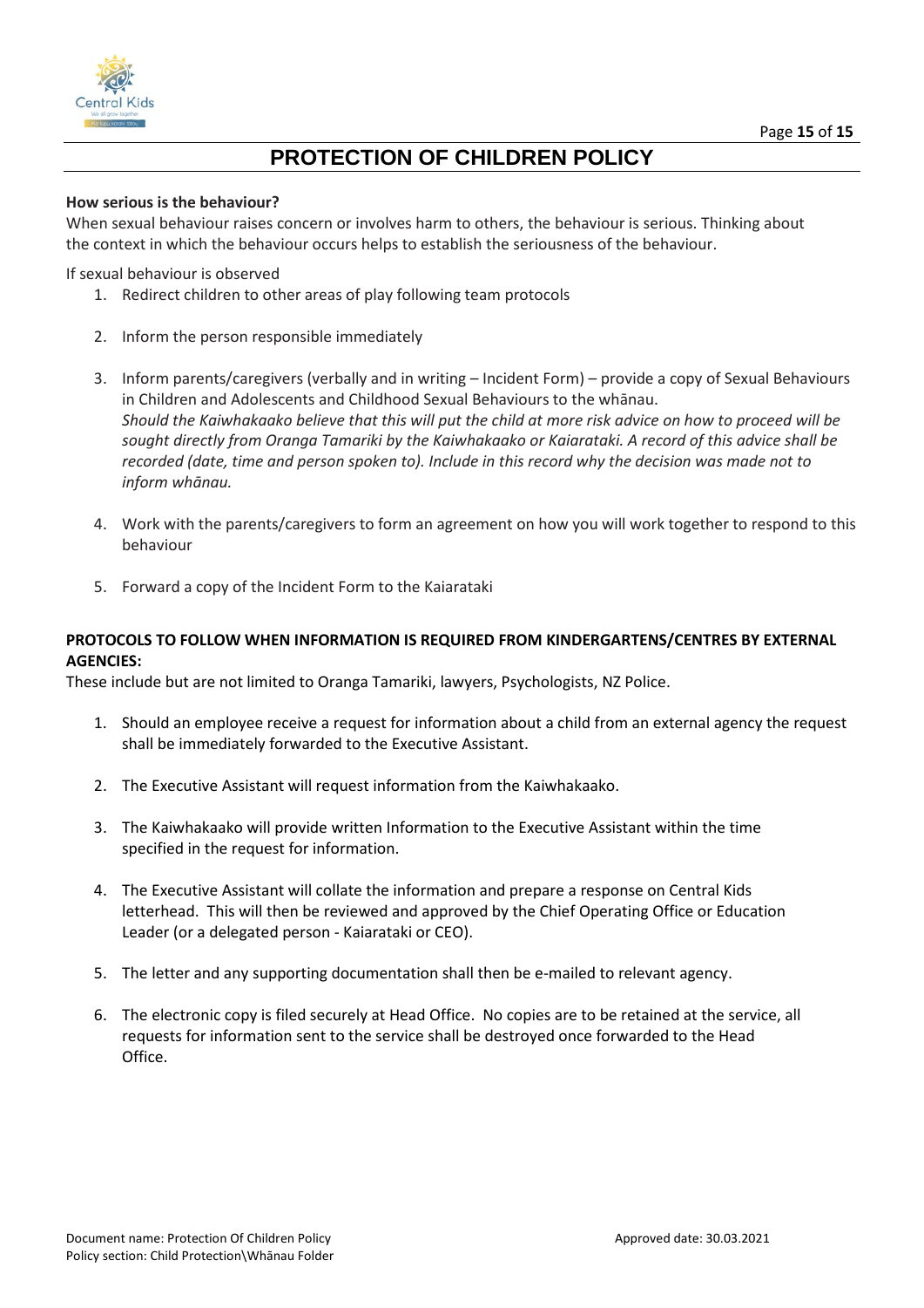**How serious is the behaviour?**

When sexual behaviour raises concern or involves harm to others, the behaviour is serious. Thinking about the context in which the behaviour occurs helps to establish the seriousness of the behaviour.

If sexual behaviour is observed

1. Redirect children to other areas of play following team protocols

2. Inform the person responsible immediately

3. Inform parents/caregivers (verbally and in writing – Incident Form) – provide a copy of Sexual Behaviours in Children and Adolescents and Childhood Sexual Behaviours to the whānau.
   *Should the Kaiwhakaako believe that this will put the child at more risk advice on how to proceed will be sought directly from Oranga Tamariki by the Kaiwhakaako or Kaiarataki. A record of this advice shall be recorded (date, time and person spoken to). Include in this record why the decision was made not to inform whānau.*

4. Work with the parents/caregivers to form an agreement on how you will work together to respond to this behaviour

5. Forward a copy of the Incident Form to the Kaiarataki

**PROTOCOLS TO FOLLOW WHEN INFORMATION IS REQUIRED FROM KINDERGARTENS/CENTRES BY EXTERNAL AGENCIES:**

These include but are not limited to Oranga Tamariki, lawyers, Psychologists, NZ Police.

1. Should an employee receive a request for information about a child from an external agency the request shall be immediately forwarded to the Executive Assistant.

2. The Executive Assistant will request information from the Kaiwhakaako.

3. The Kaiwhakaako will provide written Information to the Executive Assistant within the time specified in the request for information.

4. The Executive Assistant will collate the information and prepare a response on Central Kids letterhead. This will then be reviewed and approved by the Chief Operating Office or Education Leader (or a delegated person - Kaiarataki or CEO).

5. The letter and any supporting documentation shall then be e-mailed to relevant agency.

6. The electronic copy is filed securely at Head Office. No copies are to be retained at the service, all requests for information sent to the service shall be destroyed once forwarded to the Head Office.